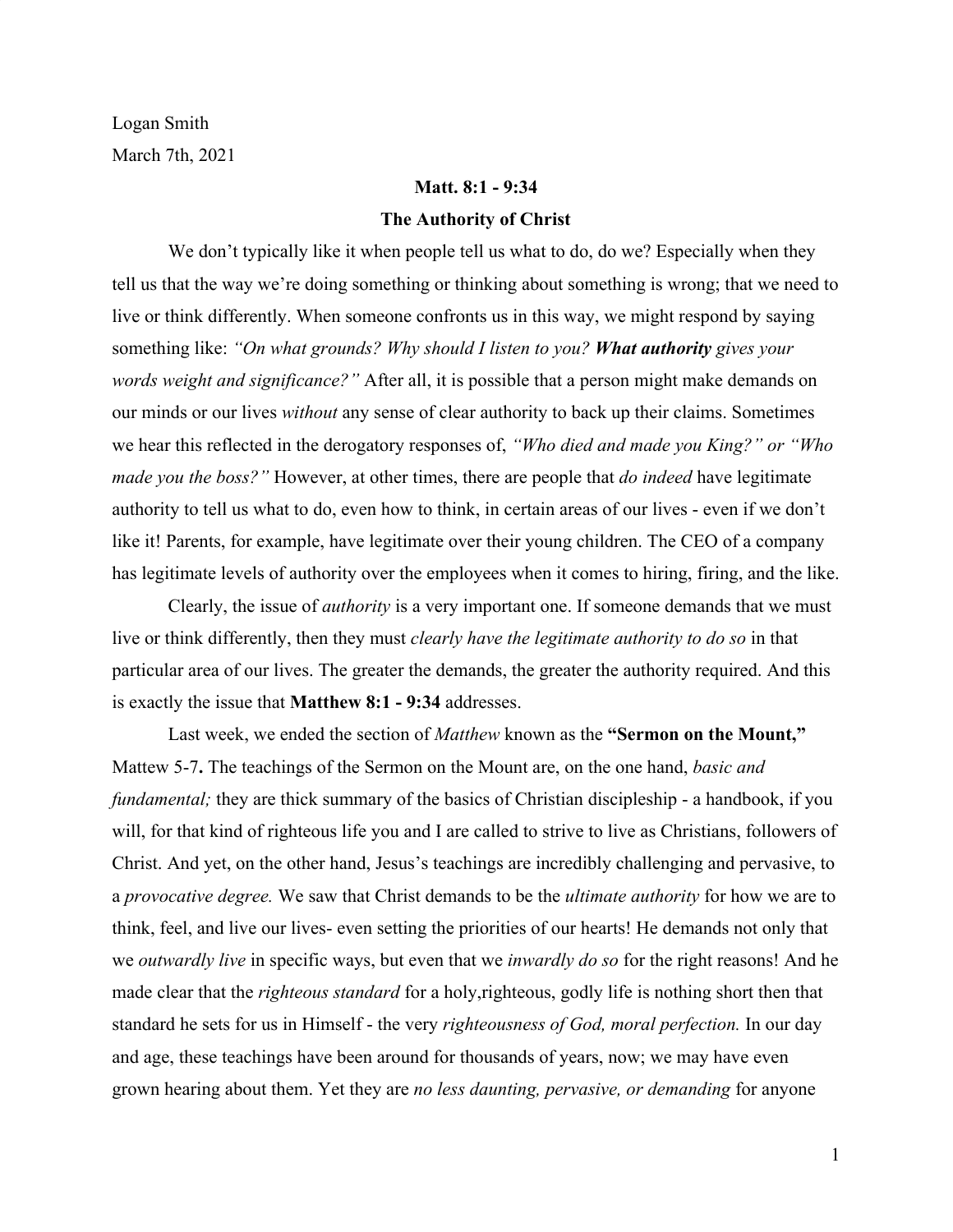Logan Smith

March 7th, 2021

**Matt. 8:1 - 9:34**

**The Authority of Christ**

We don't typically like it when people tell us what to do, do we? Especially when they tell us that the way we're doing something or thinking about something is wrong; that we need to live or think differently. When someone confronts us in this way, we might respond by saying something like: *"On what grounds? Why should I listen to you? **What authority** gives your words weight and significance?"* After all, it is possible that a person might make demands on our minds or our lives *without* any sense of clear authority to back up their claims. Sometimes we hear this reflected in the derogatory responses of, *"Who died and made you King?" or "Who made you the boss?"* However, at other times, there are people that *do indeed* have legitimate authority to tell us what to do, even how to think, in certain areas of our lives - even if we don't like it! Parents, for example, have legitimate over their young children. The CEO of a company has legitimate levels of authority over the employees when it comes to hiring, firing, and the like.

Clearly, the issue of *authority* is a very important one. If someone demands that we must live or think differently, then they must *clearly have the legitimate authority to do so* in that particular area of our lives. The greater the demands, the greater the authority required. And this is exactly the issue that **Matthew 8:1 - 9:34** addresses.

Last week, we ended the section of *Matthew* known as the **"Sermon on the Mount,"** Mattew 5-7**.** The teachings of the Sermon on the Mount are, on the one hand, *basic and fundamental;* they are thick summary of the basics of Christian discipleship - a handbook, if you will, for that kind of righteous life you and I are called to strive to live as Christians, followers of Christ. And yet, on the other hand, Jesus's teachings are incredibly challenging and pervasive, to a *provocative degree.* We saw that Christ demands to be the *ultimate authority* for how we are to think, feel, and live our lives- even setting the priorities of our hearts! He demands not only that we *outwardly live* in specific ways, but even that we *inwardly do so* for the right reasons! And he made clear that the *righteous standard* for a holy,righteous, godly life is nothing short then that standard he sets for us in Himself - the very *righteousness of God, moral perfection.* In our day and age, these teachings have been around for thousands of years, now; we may have even grown hearing about them. Yet they are *no less daunting, pervasive, or demanding* for anyone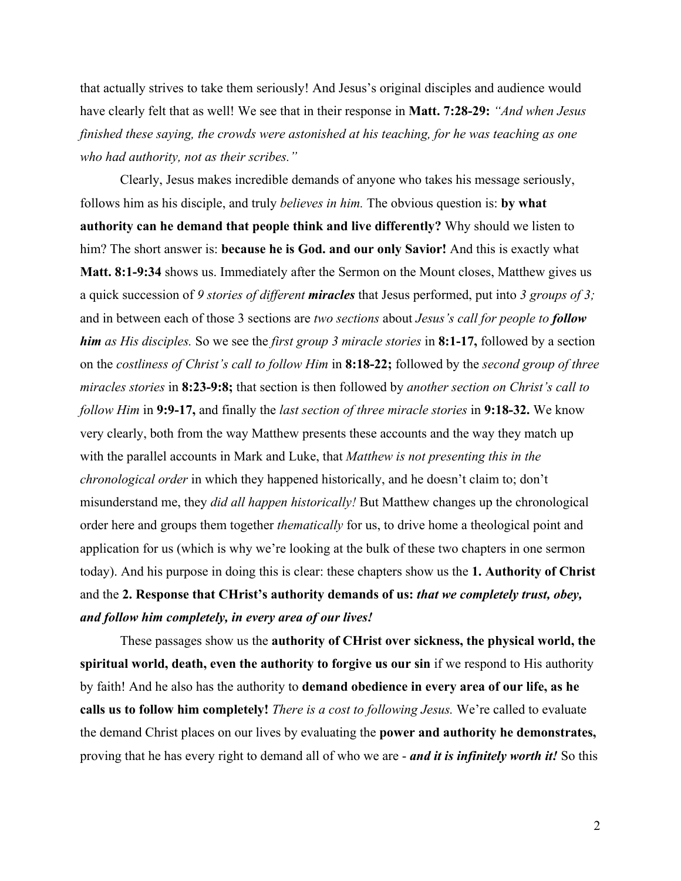that actually strives to take them seriously! And Jesus's original disciples and audience would have clearly felt that as well! We see that in their response in **Matt. 7:28-29:** *"And when Jesus finished these saying, the crowds were astonished at his teaching, for he was teaching as one who had authority, not as their scribes."*

Clearly, Jesus makes incredible demands of anyone who takes his message seriously, follows him as his disciple, and truly *believes in him.* The obvious question is: **by what authority can he demand that people think and live differently?** Why should we listen to him? The short answer is: **because he is God. and our only Savior!** And this is exactly what **Matt. 8:1-9:34** shows us. Immediately after the Sermon on the Mount closes, Matthew gives us a quick succession of *9 stories of different **miracles*** that Jesus performed, put into *3 groups of 3;* and in between each of those 3 sections are *two sections* about *Jesus's call for people to **follow him** as His disciples.* So we see the *first group 3 miracle stories* in **8:1-17,** followed by a section on the *costliness of Christ's call to follow Him* in **8:18-22;** followed by the *second group of three miracles stories* in **8:23-9:8;** that section is then followed by *another section on Christ's call to follow Him* in **9:9-17,** and finally the *last section of three miracle stories* in **9:18-32.** We know very clearly, both from the way Matthew presents these accounts and the way they match up with the parallel accounts in Mark and Luke, that *Matthew is not presenting this in the chronological order* in which they happened historically, and he doesn't claim to; don't misunderstand me, they *did all happen historically!* But Matthew changes up the chronological order here and groups them together *thematically* for us, to drive home a theological point and application for us (which is why we're looking at the bulk of these two chapters in one sermon today). And his purpose in doing this is clear: these chapters show us the **1. Authority of Christ** and the **2. Response that CHrist's authority demands of us:** ***that we completely trust, obey, and follow him completely, in every area of our lives!***

These passages show us the **authority of CHrist over sickness, the physical world, the spiritual world, death, even the authority to forgive us our sin** if we respond to His authority by faith! And he also has the authority to **demand obedience in every area of our life, as he calls us to follow him completely!** *There is a cost to following Jesus.* We're called to evaluate the demand Christ places on our lives by evaluating the **power and authority he demonstrates,** proving that he has every right to demand all of who we are - ***and it is infinitely worth it!*** So this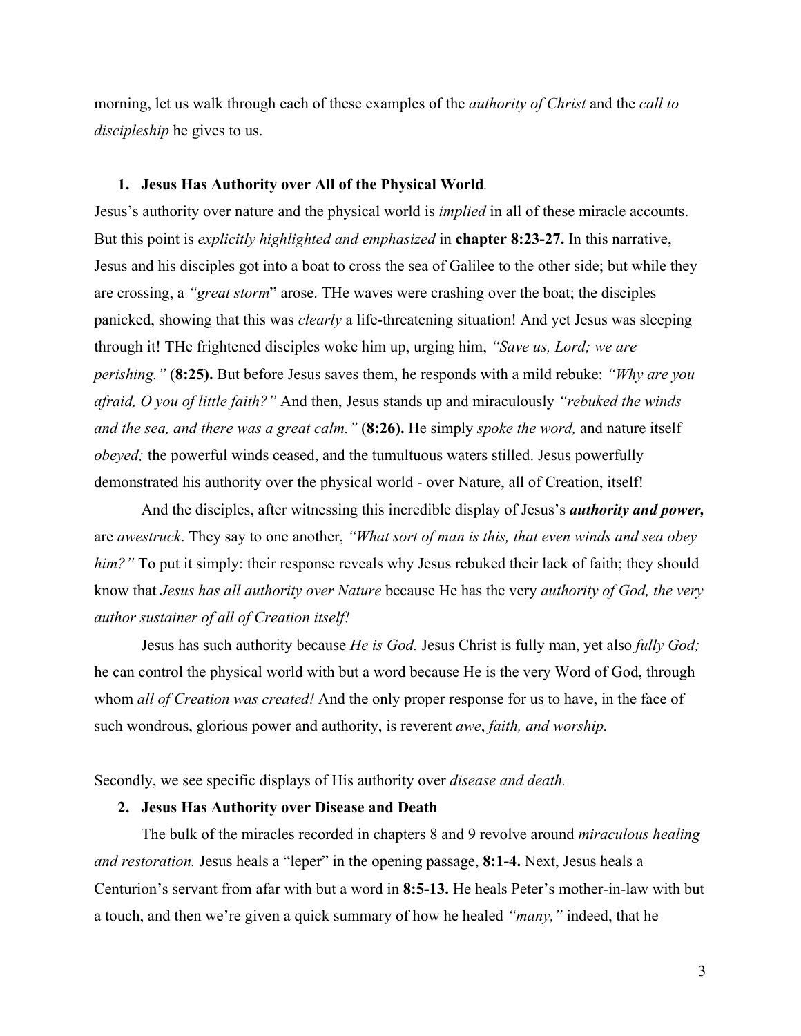morning, let us walk through each of these examples of the *authority of Christ* and the *call to discipleship* he gives to us.

1. **Jesus Has Authority over All of the Physical World**.

Jesus's authority over nature and the physical world is *implied* in all of these miracle accounts. But this point is *explicitly highlighted and emphasized* in **chapter 8:23-27.** In this narrative, Jesus and his disciples got into a boat to cross the sea of Galilee to the other side; but while they are crossing, a *"great storm*" arose. THe waves were crashing over the boat; the disciples panicked, showing that this was *clearly* a life-threatening situation! And yet Jesus was sleeping through it! THe frightened disciples woke him up, urging him, *"Save us, Lord; we are perishing."* (**8:25).** But before Jesus saves them, he responds with a mild rebuke: *"Why are you afraid, O you of little faith?"* And then, Jesus stands up and miraculously *"rebuked the winds and the sea, and there was a great calm."* (**8:26).** He simply *spoke the word,* and nature itself *obeyed;* the powerful winds ceased, and the tumultuous waters stilled. Jesus powerfully demonstrated his authority over the physical world - over Nature, all of Creation, itself!

And the disciples, after witnessing this incredible display of Jesus's ***authority and power,*** are *awestruck*. They say to one another, *"What sort of man is this, that even winds and sea obey him?"* To put it simply: their response reveals why Jesus rebuked their lack of faith; they should know that *Jesus has all authority over Nature* because He has the very *authority of God, the very author sustainer of all of Creation itself!*

Jesus has such authority because *He is God.* Jesus Christ is fully man, yet also *fully God;* he can control the physical world with but a word because He is the very Word of God, through whom *all of Creation was created!* And the only proper response for us to have, in the face of such wondrous, glorious power and authority, is reverent *awe*, *faith, and worship.*

Secondly, we see specific displays of His authority over *disease and death.*

2. **Jesus Has Authority over Disease and Death**

The bulk of the miracles recorded in chapters 8 and 9 revolve around *miraculous healing and restoration.* Jesus heals a "leper" in the opening passage, **8:1-4.** Next, Jesus heals a Centurion's servant from afar with but a word in **8:5-13.** He heals Peter's mother-in-law with but a touch, and then we're given a quick summary of how he healed *"many,"* indeed, that he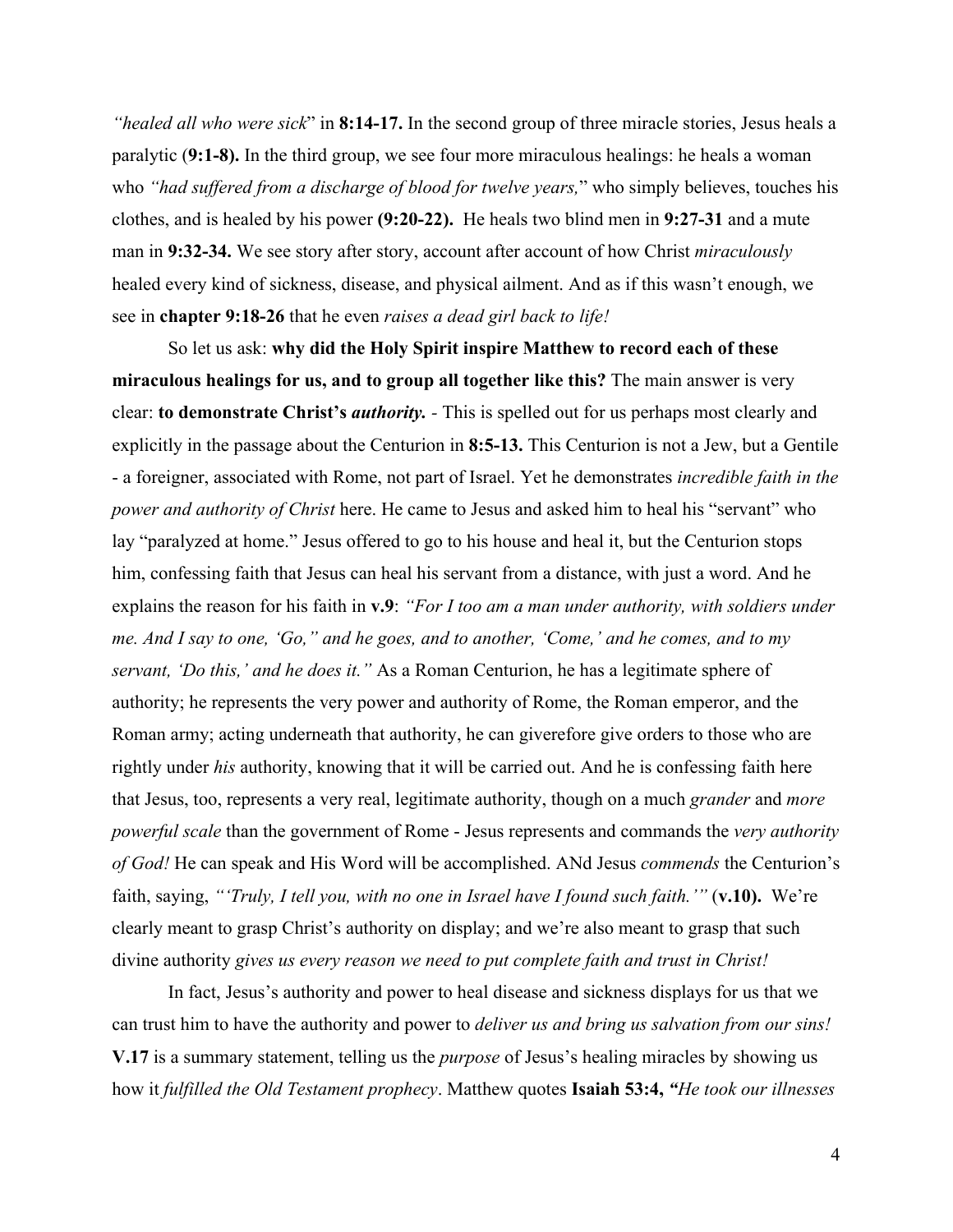*"healed all who were sick*" in **8:14-17.** In the second group of three miracle stories, Jesus heals a paralytic (**9:1-8).** In the third group, we see four more miraculous healings: he heals a woman who *"had suffered from a discharge of blood for twelve years,*" who simply believes, touches his clothes, and is healed by his power **(9:20-22).** He heals two blind men in **9:27-31** and a mute man in **9:32-34.** We see story after story, account after account of how Christ *miraculously* healed every kind of sickness, disease, and physical ailment. And as if this wasn't enough, we see in **chapter 9:18-26** that he even *raises a dead girl back to life!*

So let us ask: **why did the Holy Spirit inspire Matthew to record each of these miraculous healings for us, and to group all together like this?** The main answer is very clear: **to demonstrate Christ's *authority.*** - This is spelled out for us perhaps most clearly and explicitly in the passage about the Centurion in **8:5-13.** This Centurion is not a Jew, but a Gentile - a foreigner, associated with Rome, not part of Israel. Yet he demonstrates *incredible faith in the power and authority of Christ* here. He came to Jesus and asked him to heal his "servant" who lay "paralyzed at home." Jesus offered to go to his house and heal it, but the Centurion stops him, confessing faith that Jesus can heal his servant from a distance, with just a word. And he explains the reason for his faith in **v.9**: *"For I too am a man under authority, with soldiers under me. And I say to one, 'Go," and he goes, and to another, 'Come,' and he comes, and to my servant, 'Do this,' and he does it."* As a Roman Centurion, he has a legitimate sphere of authority; he represents the very power and authority of Rome, the Roman emperor, and the Roman army; acting underneath that authority, he can giverefore give orders to those who are rightly under *his* authority, knowing that it will be carried out. And he is confessing faith here that Jesus, too, represents a very real, legitimate authority, though on a much *grander* and *more powerful scale* than the government of Rome - Jesus represents and commands the *very authority of God!* He can speak and His Word will be accomplished. ANd Jesus *commends* the Centurion's faith, saying, *"'Truly, I tell you, with no one in Israel have I found such faith.'"* (**v.10).** We're clearly meant to grasp Christ's authority on display; and we're also meant to grasp that such divine authority *gives us every reason we need to put complete faith and trust in Christ!*

In fact, Jesus's authority and power to heal disease and sickness displays for us that we can trust him to have the authority and power to *deliver us and bring us salvation from our sins!* **V.17** is a summary statement, telling us the *purpose* of Jesus's healing miracles by showing us how it *fulfilled the Old Testament prophecy*. Matthew quotes **Isaiah 53:4, *"He took our illnesses***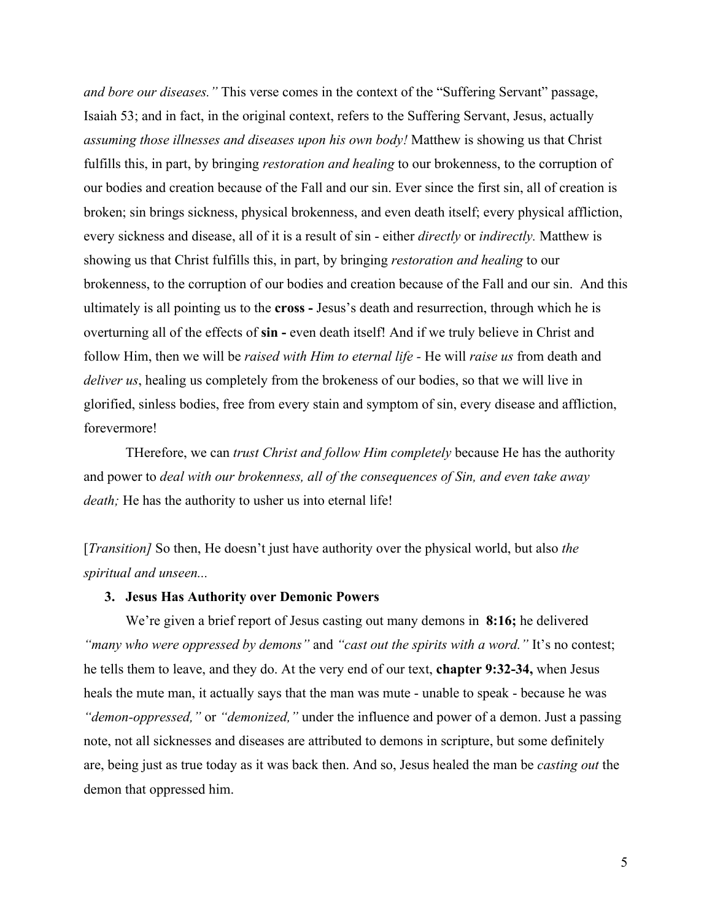*and bore our diseases."* This verse comes in the context of the "Suffering Servant" passage, Isaiah 53; and in fact, in the original context, refers to the Suffering Servant, Jesus, actually *assuming those illnesses and diseases upon his own body!* Matthew is showing us that Christ fulfills this, in part, by bringing *restoration and healing* to our brokenness, to the corruption of our bodies and creation because of the Fall and our sin. Ever since the first sin, all of creation is broken; sin brings sickness, physical brokenness, and even death itself; every physical affliction, every sickness and disease, all of it is a result of sin - either *directly* or *indirectly.* Matthew is showing us that Christ fulfills this, in part, by bringing *restoration and healing* to our brokenness, to the corruption of our bodies and creation because of the Fall and our sin. And this ultimately is all pointing us to the **cross -** Jesus's death and resurrection, through which he is overturning all of the effects of **sin -** even death itself! And if we truly believe in Christ and follow Him, then we will be *raised with Him to eternal life -* He will *raise us* from death and *deliver us*, healing us completely from the brokeness of our bodies, so that we will live in glorified, sinless bodies, free from every stain and symptom of sin, every disease and affliction, forevermore!

THerefore, we can *trust Christ and follow Him completely* because He has the authority and power to *deal with our brokenness, all of the consequences of Sin, and even take away death;* He has the authority to usher us into eternal life!

[*Transition]* So then, He doesn't just have authority over the physical world, but also *the spiritual and unseen...*

3. **Jesus Has Authority over Demonic Powers**

We're given a brief report of Jesus casting out many demons in **8:16;** he delivered *"many who were oppressed by demons"* and *"cast out the spirits with a word."* It's no contest; he tells them to leave, and they do. At the very end of our text, **chapter 9:32-34,** when Jesus heals the mute man, it actually says that the man was mute - unable to speak - because he was *"demon-oppressed,"* or *"demonized,"* under the influence and power of a demon. Just a passing note, not all sicknesses and diseases are attributed to demons in scripture, but some definitely are, being just as true today as it was back then. And so, Jesus healed the man be *casting out* the demon that oppressed him.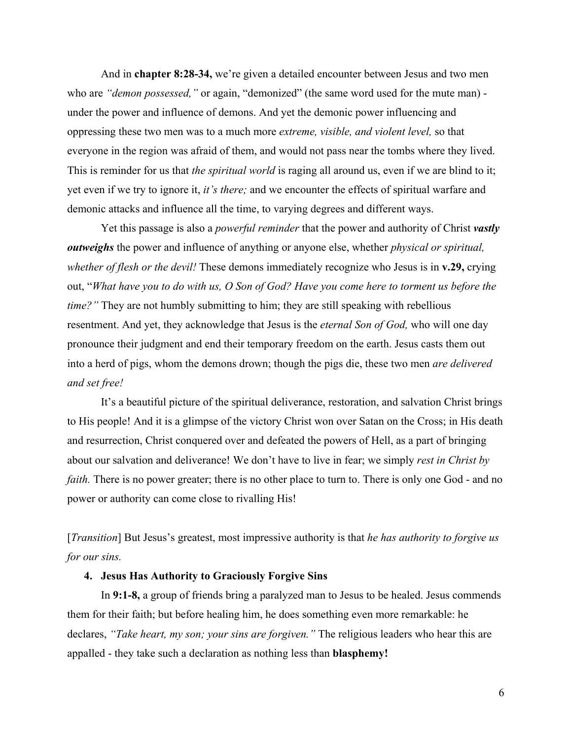And in **chapter 8:28-34,** we're given a detailed encounter between Jesus and two men who are *"demon possessed,"* or again, "demonized" (the same word used for the mute man) - under the power and influence of demons. And yet the demonic power influencing and oppressing these two men was to a much more *extreme, visible, and violent level,* so that everyone in the region was afraid of them, and would not pass near the tombs where they lived. This is reminder for us that *the spiritual world* is raging all around us, even if we are blind to it; yet even if we try to ignore it, *it's there;* and we encounter the effects of spiritual warfare and demonic attacks and influence all the time, to varying degrees and different ways.

Yet this passage is also a *powerful reminder* that the power and authority of Christ ***vastly outweighs*** the power and influence of anything or anyone else, whether *physical or spiritual, whether of flesh or the devil!* These demons immediately recognize who Jesus is in **v.29,** crying out, "*What have you to do with us, O Son of God? Have you come here to torment us before the time?"* They are not humbly submitting to him; they are still speaking with rebellious resentment. And yet, they acknowledge that Jesus is the *eternal Son of God,* who will one day pronounce their judgment and end their temporary freedom on the earth. Jesus casts them out into a herd of pigs, whom the demons drown; though the pigs die, these two men *are delivered and set free!*

It's a beautiful picture of the spiritual deliverance, restoration, and salvation Christ brings to His people! And it is a glimpse of the victory Christ won over Satan on the Cross; in His death and resurrection, Christ conquered over and defeated the powers of Hell, as a part of bringing about our salvation and deliverance! We don't have to live in fear; we simply *rest in Christ by faith.* There is no power greater; there is no other place to turn to. There is only one God - and no power or authority can come close to rivalling His!

[*Transition*] But Jesus's greatest, most impressive authority is that *he has authority to forgive us for our sins.*

4. **Jesus Has Authority to Graciously Forgive Sins**

In **9:1-8,** a group of friends bring a paralyzed man to Jesus to be healed. Jesus commends them for their faith; but before healing him, he does something even more remarkable: he declares, *"Take heart, my son; your sins are forgiven."* The religious leaders who hear this are appalled - they take such a declaration as nothing less than **blasphemy!**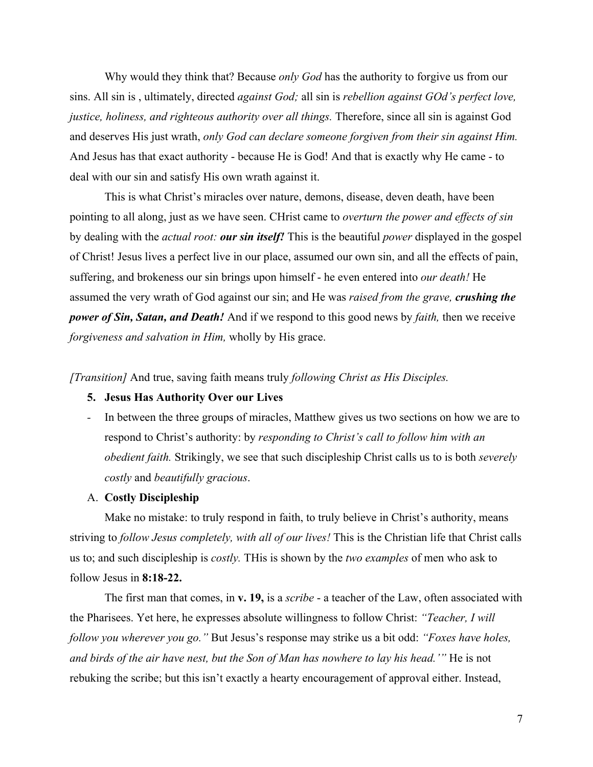Why would they think that? Because *only God* has the authority to forgive us from our sins. All sin is , ultimately, directed *against God;* all sin is *rebellion against GOd's perfect love, justice, holiness, and righteous authority over all things.* Therefore, since all sin is against God and deserves His just wrath, *only God can declare someone forgiven from their sin against Him.* And Jesus has that exact authority - because He is God! And that is exactly why He came - to deal with our sin and satisfy His own wrath against it.

This is what Christ's miracles over nature, demons, disease, deven death, have been pointing to all along, just as we have seen. CHrist came to *overturn the power and effects of sin* by dealing with the *actual root:* ***our sin itself!*** This is the beautiful *power* displayed in the gospel of Christ! Jesus lives a perfect live in our place, assumed our own sin, and all the effects of pain, suffering, and brokeness our sin brings upon himself - he even entered into *our death!* He assumed the very wrath of God against our sin; and He was *raised from the grave,* ***crushing the power of Sin, Satan, and Death!*** And if we respond to this good news by *faith,* then we receive *forgiveness and salvation in Him,* wholly by His grace.

*[Transition]* And true, saving faith means truly *following Christ as His Disciples.*

**5. Jesus Has Authority Over our Lives**

- In between the three groups of miracles, Matthew gives us two sections on how we are to respond to Christ's authority: by *responding to Christ's call to follow him with an obedient faith.* Strikingly, we see that such discipleship Christ calls us to is both *severely costly* and *beautifully gracious*.

A. **Costly Discipleship**

Make no mistake: to truly respond in faith, to truly believe in Christ's authority, means striving to *follow Jesus completely, with all of our lives!* This is the Christian life that Christ calls us to; and such discipleship is *costly.* THis is shown by the *two examples* of men who ask to follow Jesus in **8:18-22.**

The first man that comes, in **v. 19,** is a *scribe* - a teacher of the Law, often associated with the Pharisees. Yet here, he expresses absolute willingness to follow Christ: *"Teacher, I will follow you wherever you go."* But Jesus's response may strike us a bit odd: *"Foxes have holes, and birds of the air have nest, but the Son of Man has nowhere to lay his head.'"* He is not rebuking the scribe; but this isn't exactly a hearty encouragement of approval either. Instead,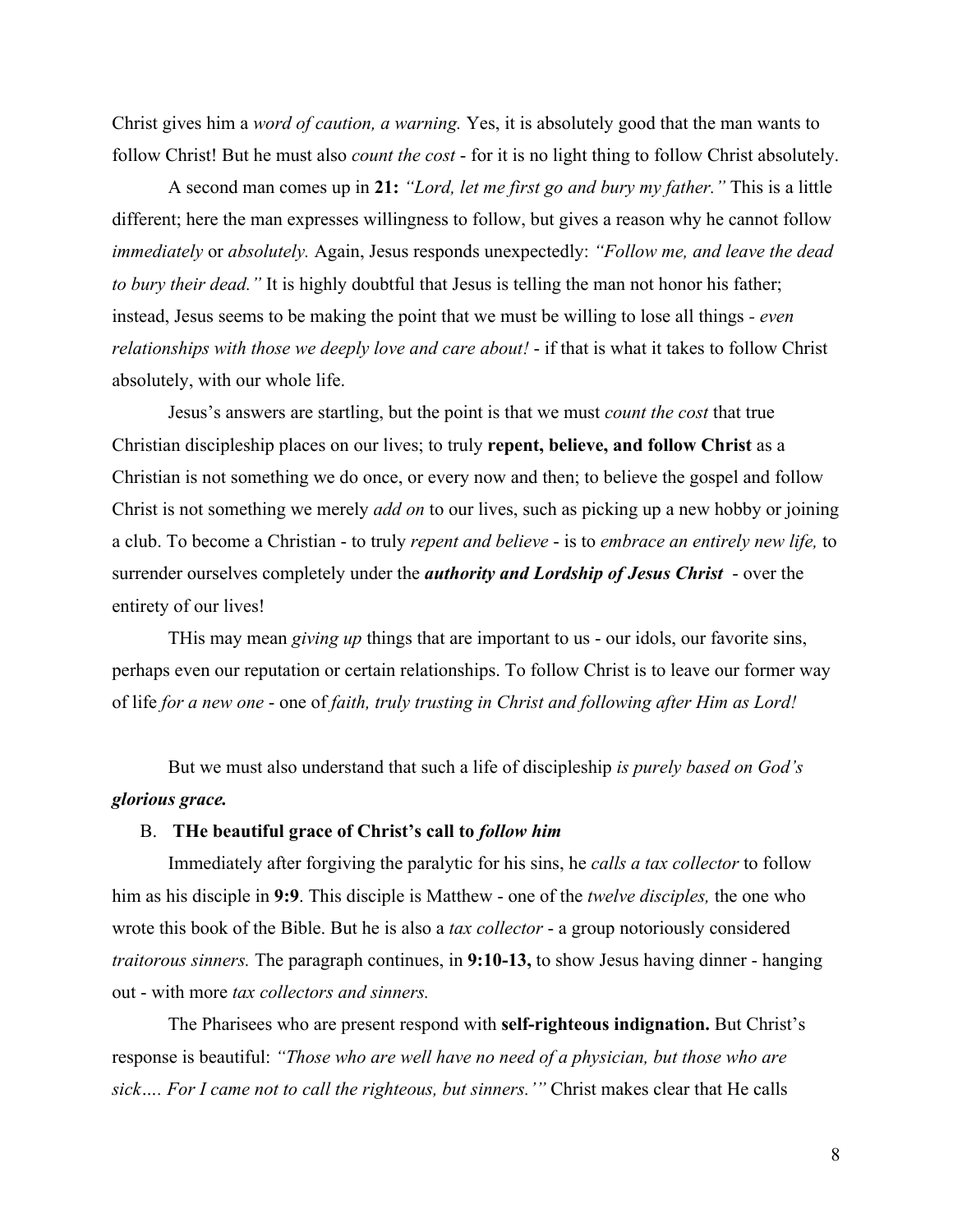Christ gives him a *word of caution, a warning.* Yes, it is absolutely good that the man wants to follow Christ! But he must also *count the cost* - for it is no light thing to follow Christ absolutely.

A second man comes up in **21:** *"Lord, let me first go and bury my father."* This is a little different; here the man expresses willingness to follow, but gives a reason why he cannot follow *immediately* or *absolutely.* Again, Jesus responds unexpectedly: *"Follow me, and leave the dead to bury their dead."* It is highly doubtful that Jesus is telling the man not honor his father; instead, Jesus seems to be making the point that we must be willing to lose all things - *even relationships with those we deeply love and care about!* - if that is what it takes to follow Christ absolutely, with our whole life.

Jesus's answers are startling, but the point is that we must *count the cost* that true Christian discipleship places on our lives; to truly **repent, believe, and follow Christ** as a Christian is not something we do once, or every now and then; to believe the gospel and follow Christ is not something we merely *add on* to our lives, such as picking up a new hobby or joining a club. To become a Christian - to truly *repent and believe* - is to *embrace an entirely new life,* to surrender ourselves completely under the ***authority and Lordship of Jesus Christ*** - over the entirety of our lives!

THis may mean *giving up* things that are important to us - our idols, our favorite sins, perhaps even our reputation or certain relationships. To follow Christ is to leave our former way of life *for a new one* - one of *faith, truly trusting in Christ and following after Him as Lord!*

But we must also understand that such a life of discipleship *is purely based on God's* ***glorious grace.***

B. **THe beautiful grace of Christ's call to *follow him***

Immediately after forgiving the paralytic for his sins, he *calls a tax collector* to follow him as his disciple in **9:9**. This disciple is Matthew - one of the *twelve disciples,* the one who wrote this book of the Bible. But he is also a *tax collector* - a group notoriously considered *traitorous sinners.* The paragraph continues, in **9:10-13,** to show Jesus having dinner - hanging out - with more *tax collectors and sinners.*

The Pharisees who are present respond with **self-righteous indignation.** But Christ's response is beautiful: *"Those who are well have no need of a physician, but those who are sick…. For I came not to call the righteous, but sinners.'"* Christ makes clear that He calls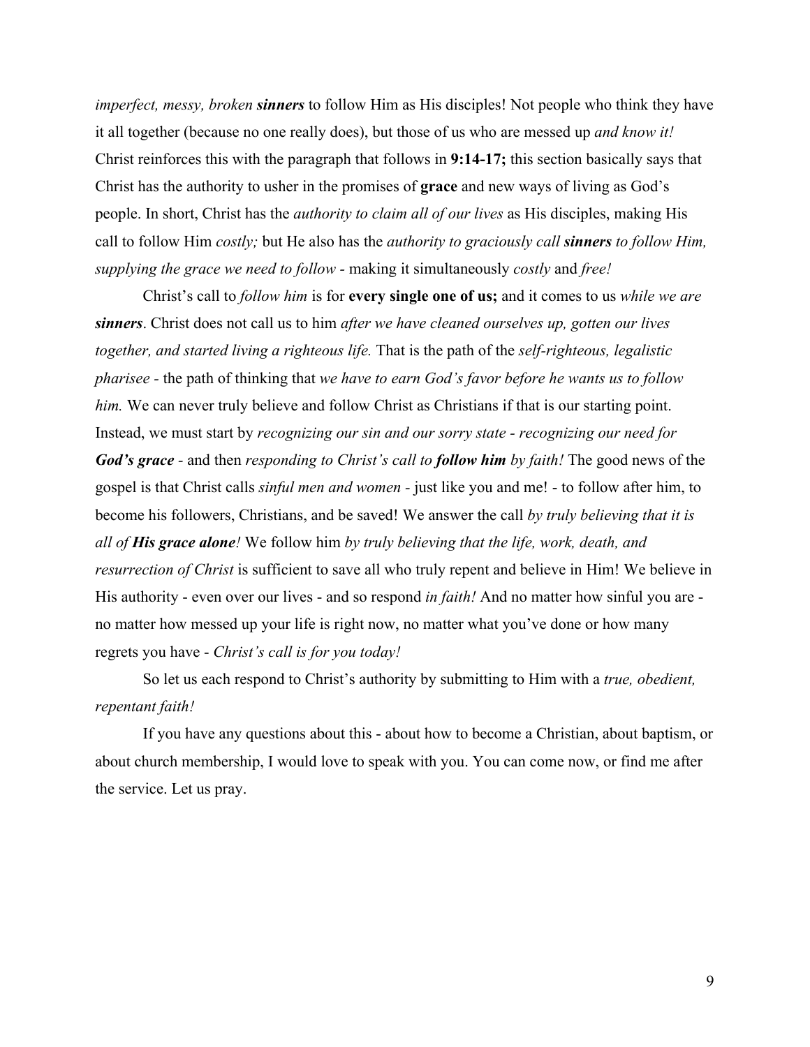*imperfect, messy, broken **sinners*** to follow Him as His disciples! Not people who think they have it all together (because no one really does), but those of us who are messed up *and know it!* Christ reinforces this with the paragraph that follows in **9:14-17;** this section basically says that Christ has the authority to usher in the promises of **grace** and new ways of living as God's people. In short, Christ has the *authority to claim all of our lives* as His disciples, making His call to follow Him *costly;* but He also has the *authority to graciously call **sinners** to follow Him, supplying the grace we need to follow* - making it simultaneously *costly* and *free!*

Christ's call to *follow him* is for **every single one of us;** and it comes to us *while we are **sinners***. Christ does not call us to him *after we have cleaned ourselves up, gotten our lives together, and started living a righteous life.* That is the path of the *self-righteous, legalistic pharisee* - the path of thinking that *we have to earn God's favor before he wants us to follow him.* We can never truly believe and follow Christ as Christians if that is our starting point. Instead, we must start by *recognizing our sin and our sorry state - recognizing our need for **God's grace*** - and then *responding to Christ's call to **follow him** by faith!* The good news of the gospel is that Christ calls *sinful men and women* - just like you and me! - to follow after him, to become his followers, Christians, and be saved! We answer the call *by truly believing that it is all of **His grace alone**!* We follow him *by truly believing that the life, work, death, and resurrection of Christ* is sufficient to save all who truly repent and believe in Him! We believe in His authority - even over our lives - and so respond *in faith!* And no matter how sinful you are - no matter how messed up your life is right now, no matter what you've done or how many regrets you have - *Christ's call is for you today!*

So let us each respond to Christ's authority by submitting to Him with a *true, obedient, repentant faith!*

If you have any questions about this - about how to become a Christian, about baptism, or about church membership, I would love to speak with you. You can come now, or find me after the service. Let us pray.